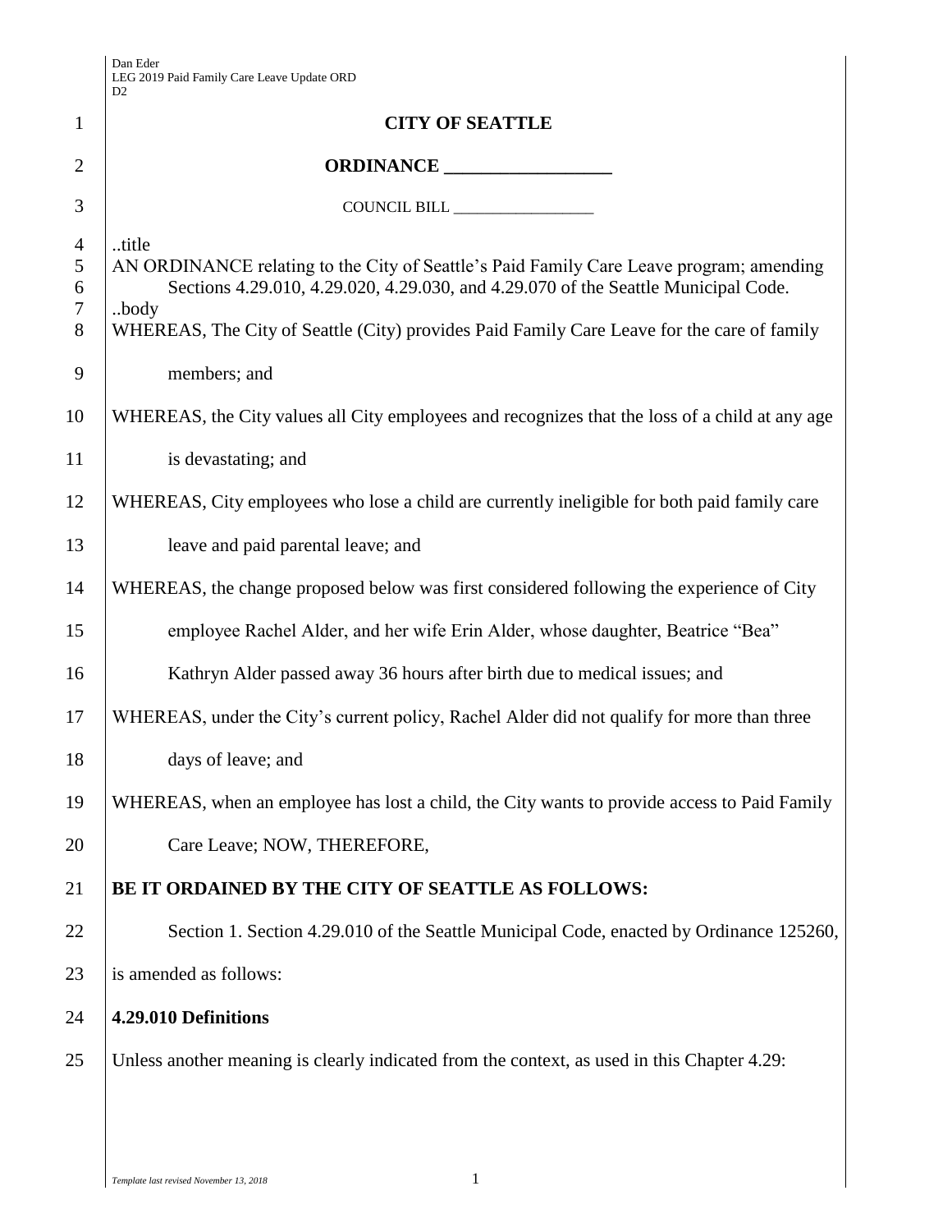# CITY OF SEATTLE

## ORDINANCE __________________

COUNCIL BILL __________________

..title

AN ORDINANCE relating to the City of Seattle's Paid Family Care Leave program; amending Sections 4.29.010, 4.29.020, 4.29.030, and 4.29.070 of the Seattle Municipal Code.

..body

WHEREAS, The City of Seattle (City) provides Paid Family Care Leave for the care of family members; and

WHEREAS, the City values all City employees and recognizes that the loss of a child at any age is devastating; and

WHEREAS, City employees who lose a child are currently ineligible for both paid family care leave and paid parental leave; and

WHEREAS, the change proposed below was first considered following the experience of City employee Rachel Alder, and her wife Erin Alder, whose daughter, Beatrice "Bea" Kathryn Alder passed away 36 hours after birth due to medical issues; and

WHEREAS, under the City's current policy, Rachel Alder did not qualify for more than three days of leave; and

WHEREAS, when an employee has lost a child, the City wants to provide access to Paid Family Care Leave; NOW, THEREFORE,

**BE IT ORDAINED BY THE CITY OF SEATTLE AS FOLLOWS:**

Section 1. Section 4.29.010 of the Seattle Municipal Code, enacted by Ordinance 125260, is amended as follows:

**4.29.010 Definitions**

Unless another meaning is clearly indicated from the context, as used in this Chapter 4.29: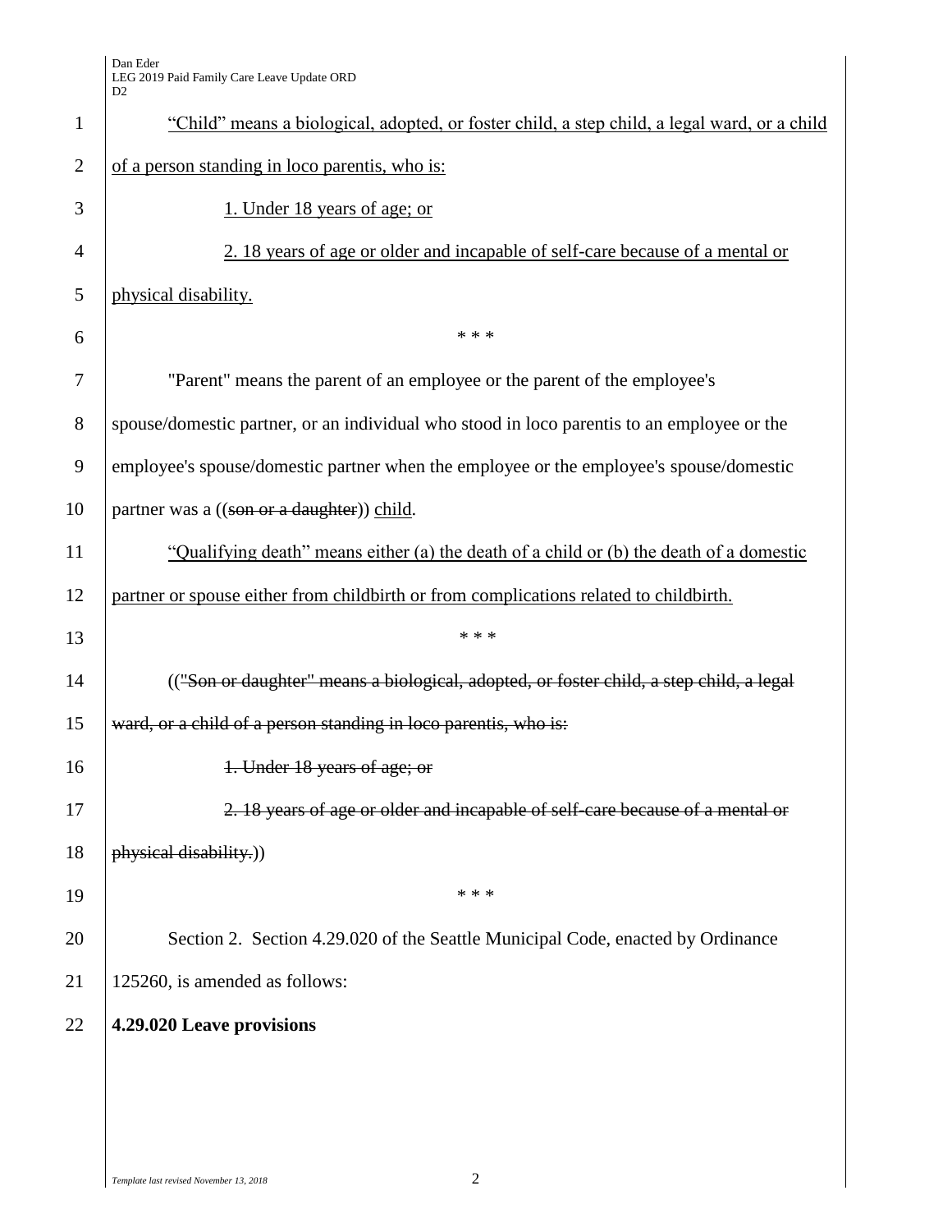"Child" means a biological, adopted, or foster child, a step child, a legal ward, or a child of a person standing in loco parentis, who is:

1. Under 18 years of age; or

2. 18 years of age or older and incapable of self-care because of a mental or physical disability.

\* \* \*

"Parent" means the parent of an employee or the parent of the employee's spouse/domestic partner, or an individual who stood in loco parentis to an employee or the employee's spouse/domestic partner when the employee or the employee's spouse/domestic partner was a ((~~son or a daughter~~)) child.

"Qualifying death" means either (a) the death of a child or (b) the death of a domestic partner or spouse either from childbirth or from complications related to childbirth.

\* \* \*

((~~"Son or daughter" means a biological, adopted, or foster child, a step child, a legal ward, or a child of a person standing in loco parentis, who is:~~

~~1. Under 18 years of age; or~~

~~2. 18 years of age or older and incapable of self-care because of a mental or physical disability.~~))

\* \* \*

Section 2. Section 4.29.020 of the Seattle Municipal Code, enacted by Ordinance 125260, is amended as follows:

**4.29.020 Leave provisions**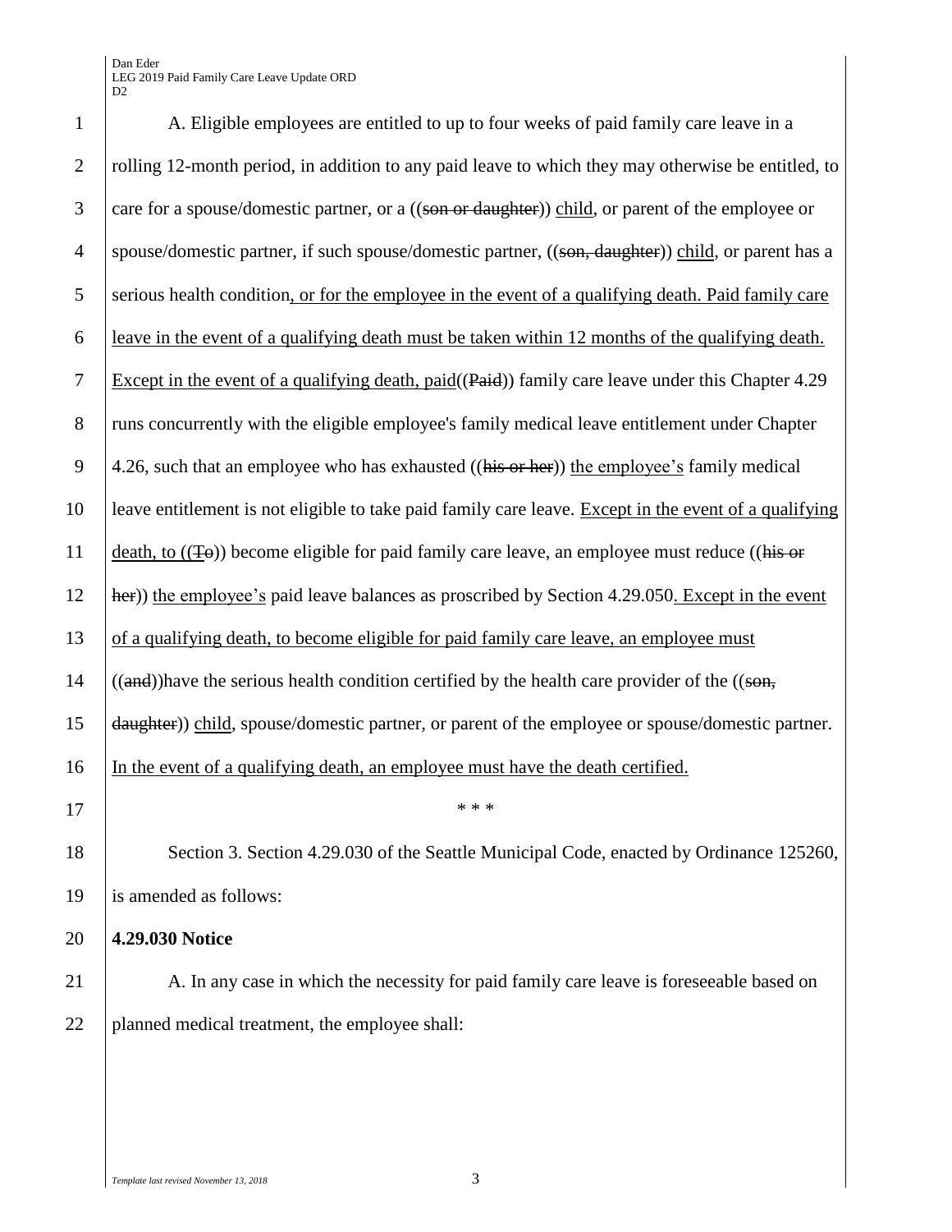A. Eligible employees are entitled to up to four weeks of paid family care leave in a rolling 12-month period, in addition to any paid leave to which they may otherwise be entitled, to care for a spouse/domestic partner, or a ((~~son or daughter~~)) <u>child</u>, or parent of the employee or spouse/domestic partner, if such spouse/domestic partner, ((~~son, daughter~~)) <u>child</u>, or parent has a serious health condition<u>, or for the employee in the event of a qualifying death. Paid family care leave in the event of a qualifying death must be taken within 12 months of the qualifying death. Except in the event of a qualifying death, paid</u>((~~Paid~~)) family care leave under this Chapter 4.29 runs concurrently with the eligible employee's family medical leave entitlement under Chapter 4.26, such that an employee who has exhausted ((~~his or her~~)) <u>the employee's</u> family medical leave entitlement is not eligible to take paid family care leave. <u>Except in the event of a qualifying death, to</u> ((~~To~~)) become eligible for paid family care leave, an employee must reduce ((~~his or her~~)) <u>the employee's</u> paid leave balances as proscribed by Section 4.29.050<u>. Except in the event of a qualifying death, to become eligible for paid family care leave, an employee must</u> ((~~and~~))have the serious health condition certified by the health care provider of the ((~~son, daughter~~)) <u>child</u>, spouse/domestic partner, or parent of the employee or spouse/domestic partner. <u>In the event of a qualifying death, an employee must have the death certified.</u>

\* \* \*

Section 3. Section 4.29.030 of the Seattle Municipal Code, enacted by Ordinance 125260, is amended as follows:

**4.29.030 Notice**

A. In any case in which the necessity for paid family care leave is foreseeable based on planned medical treatment, the employee shall: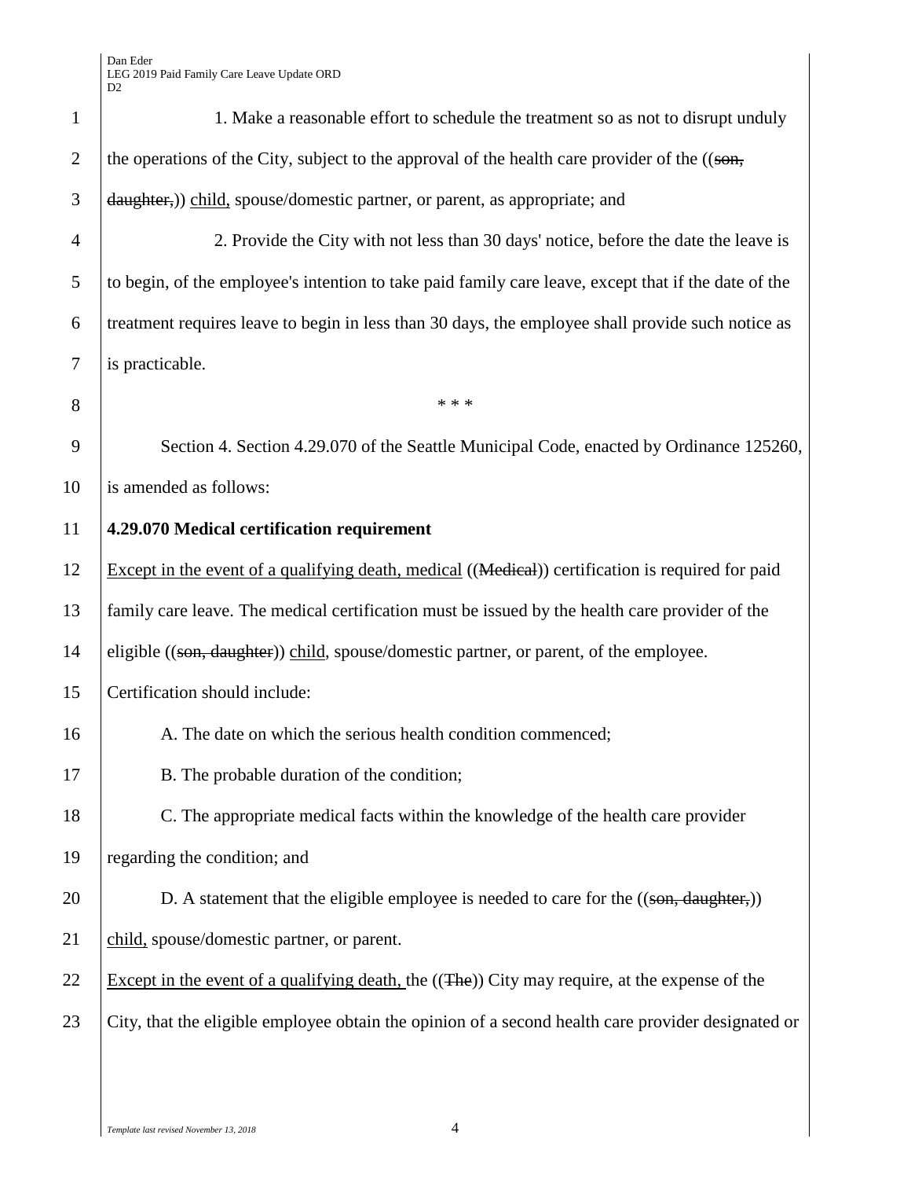1. Make a reasonable effort to schedule the treatment so as not to disrupt unduly the operations of the City, subject to the approval of the health care provider of the ((~~son, daughter,~~)) <u>child,</u> spouse/domestic partner, or parent, as appropriate; and

2. Provide the City with not less than 30 days' notice, before the date the leave is to begin, of the employee's intention to take paid family care leave, except that if the date of the treatment requires leave to begin in less than 30 days, the employee shall provide such notice as is practicable.

\* \* \*

Section 4. Section 4.29.070 of the Seattle Municipal Code, enacted by Ordinance 125260, is amended as follows:

**4.29.070 Medical certification requirement**

<u>Except in the event of a qualifying death, medical</u> ((~~Medical~~)) certification is required for paid family care leave. The medical certification must be issued by the health care provider of the eligible ((~~son, daughter~~)) <u>child</u>, spouse/domestic partner, or parent, of the employee. Certification should include:

A. The date on which the serious health condition commenced;

B. The probable duration of the condition;

C. The appropriate medical facts within the knowledge of the health care provider regarding the condition; and

D. A statement that the eligible employee is needed to care for the ((~~son, daughter,~~)) <u>child,</u> spouse/domestic partner, or parent.

<u>Except in the event of a qualifying death,</u> the ((~~The~~)) City may require, at the expense of the City, that the eligible employee obtain the opinion of a second health care provider designated or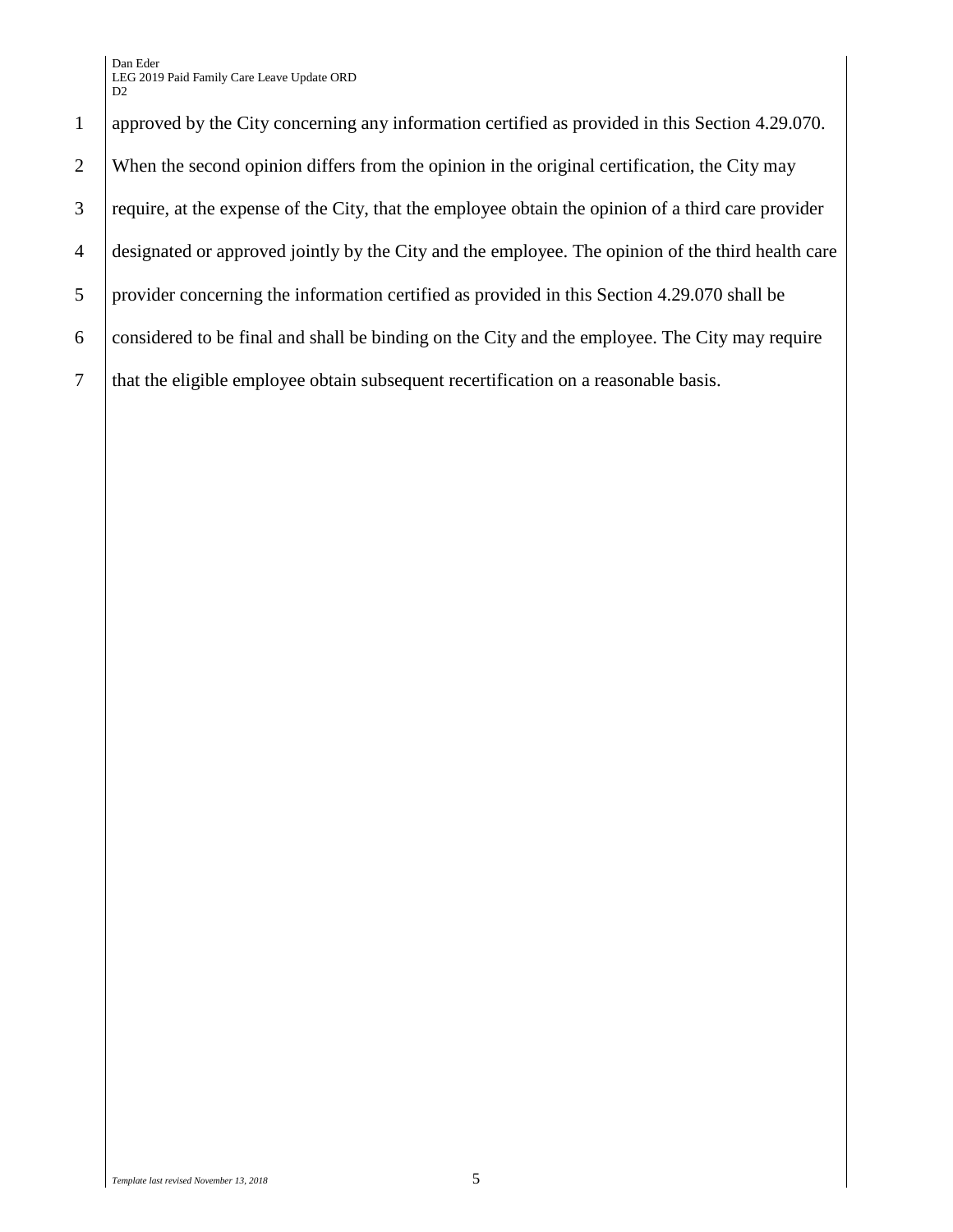approved by the City concerning any information certified as provided in this Section 4.29.070. When the second opinion differs from the opinion in the original certification, the City may require, at the expense of the City, that the employee obtain the opinion of a third care provider designated or approved jointly by the City and the employee. The opinion of the third health care provider concerning the information certified as provided in this Section 4.29.070 shall be considered to be final and shall be binding on the City and the employee. The City may require that the eligible employee obtain subsequent recertification on a reasonable basis.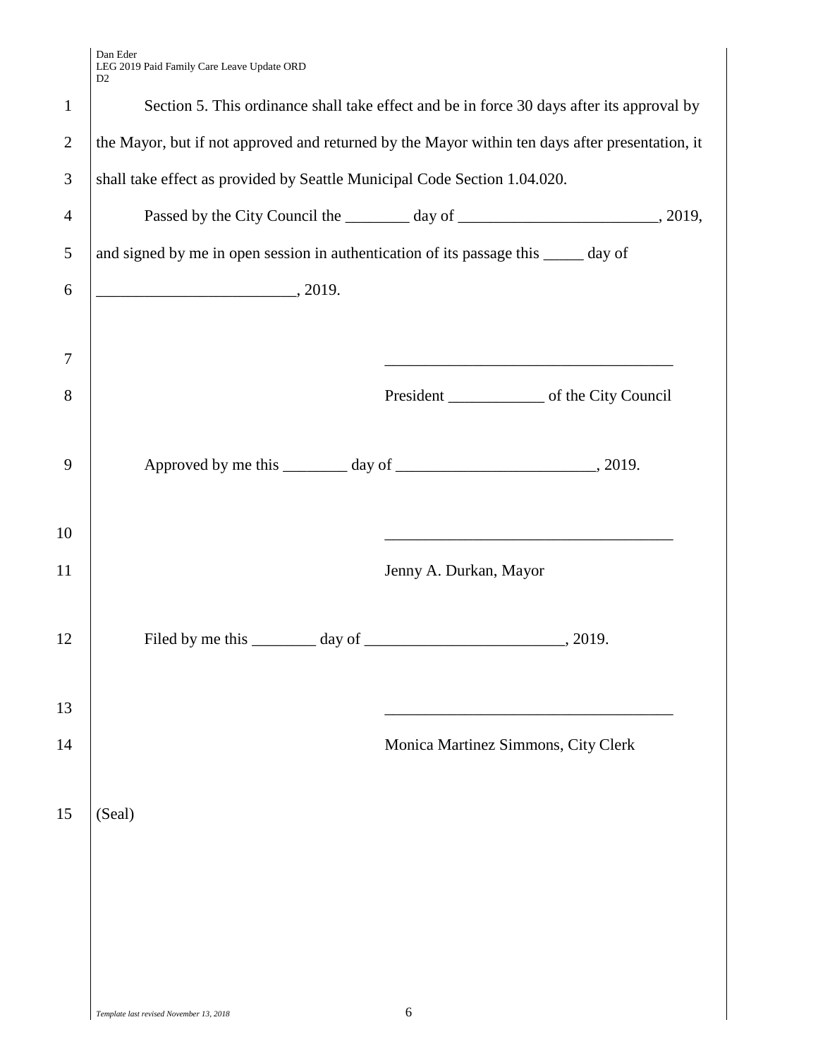Section 5. This ordinance shall take effect and be in force 30 days after its approval by the Mayor, but if not approved and returned by the Mayor within ten days after presentation, it shall take effect as provided by Seattle Municipal Code Section 1.04.020.

Passed by the City Council the ________ day of _________________________, 2019, and signed by me in open session in authentication of its passage this _____ day of _________________________, 2019.

____________________________________

President ____________ of the City Council

Approved by me this ________ day of _________________________, 2019.

____________________________________

Jenny A. Durkan, Mayor

Filed by me this ________ day of _________________________, 2019.

____________________________________

Monica Martinez Simmons, City Clerk

(Seal)